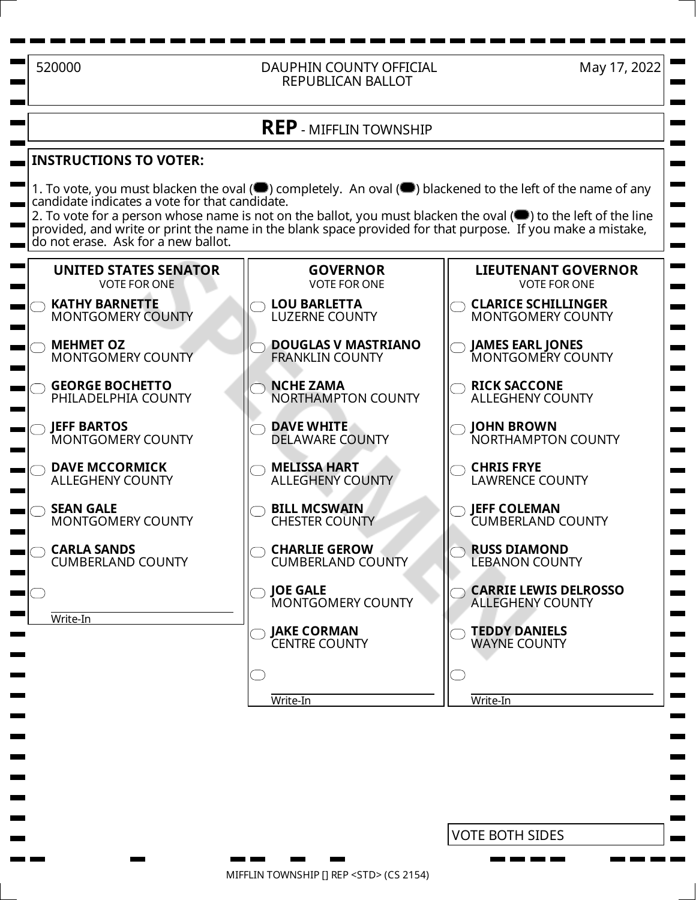520000

DAUPHIN COUNTY OFFICIAL
REPUBLICAN BALLOT

May 17, 2022

# REP - MIFFLIN TOWNSHIP

**INSTRUCTIONS TO VOTER:**

1. To vote, you must blacken the oval (⬬) completely. An oval (⬬) blackened to the left of the name of any candidate indicates a vote for that candidate.
2. To vote for a person whose name is not on the ballot, you must blacken the oval (⬬) to the left of the line provided, and write or print the name in the blank space provided for that purpose. If you make a mistake, do not erase. Ask for a new ballot.

## UNITED STATES SENATOR
VOTE FOR ONE

- **KATHY BARNETTE** MONTGOMERY COUNTY
- **MEHMET OZ** MONTGOMERY COUNTY
- **GEORGE BOCHETTO** PHILADELPHIA COUNTY
- **JEFF BARTOS** MONTGOMERY COUNTY
- **DAVE MCCORMICK** ALLEGHENY COUNTY
- **SEAN GALE** MONTGOMERY COUNTY
- **CARLA SANDS** CUMBERLAND COUNTY
- Write-In

## GOVERNOR
VOTE FOR ONE

- **LOU BARLETTA** LUZERNE COUNTY
- **DOUGLAS V MASTRIANO** FRANKLIN COUNTY
- **NCHE ZAMA** NORTHAMPTON COUNTY
- **DAVE WHITE** DELAWARE COUNTY
- **MELISSA HART** ALLEGHENY COUNTY
- **BILL MCSWAIN** CHESTER COUNTY
- **CHARLIE GEROW** CUMBERLAND COUNTY
- **JOE GALE** MONTGOMERY COUNTY
- **JAKE CORMAN** CENTRE COUNTY
- Write-In

## LIEUTENANT GOVERNOR
VOTE FOR ONE

- **CLARICE SCHILLINGER** MONTGOMERY COUNTY
- **JAMES EARL JONES** MONTGOMERY COUNTY
- **RICK SACCONE** ALLEGHENY COUNTY
- **JOHN BROWN** NORTHAMPTON COUNTY
- **CHRIS FRYE** LAWRENCE COUNTY
- **JEFF COLEMAN** CUMBERLAND COUNTY
- **RUSS DIAMOND** LEBANON COUNTY
- **CARRIE LEWIS DELROSSO** ALLEGHENY COUNTY
- **TEDDY DANIELS** WAYNE COUNTY
- Write-In

VOTE BOTH SIDES

MIFFLIN TOWNSHIP [] REP <STD> (CS 2154)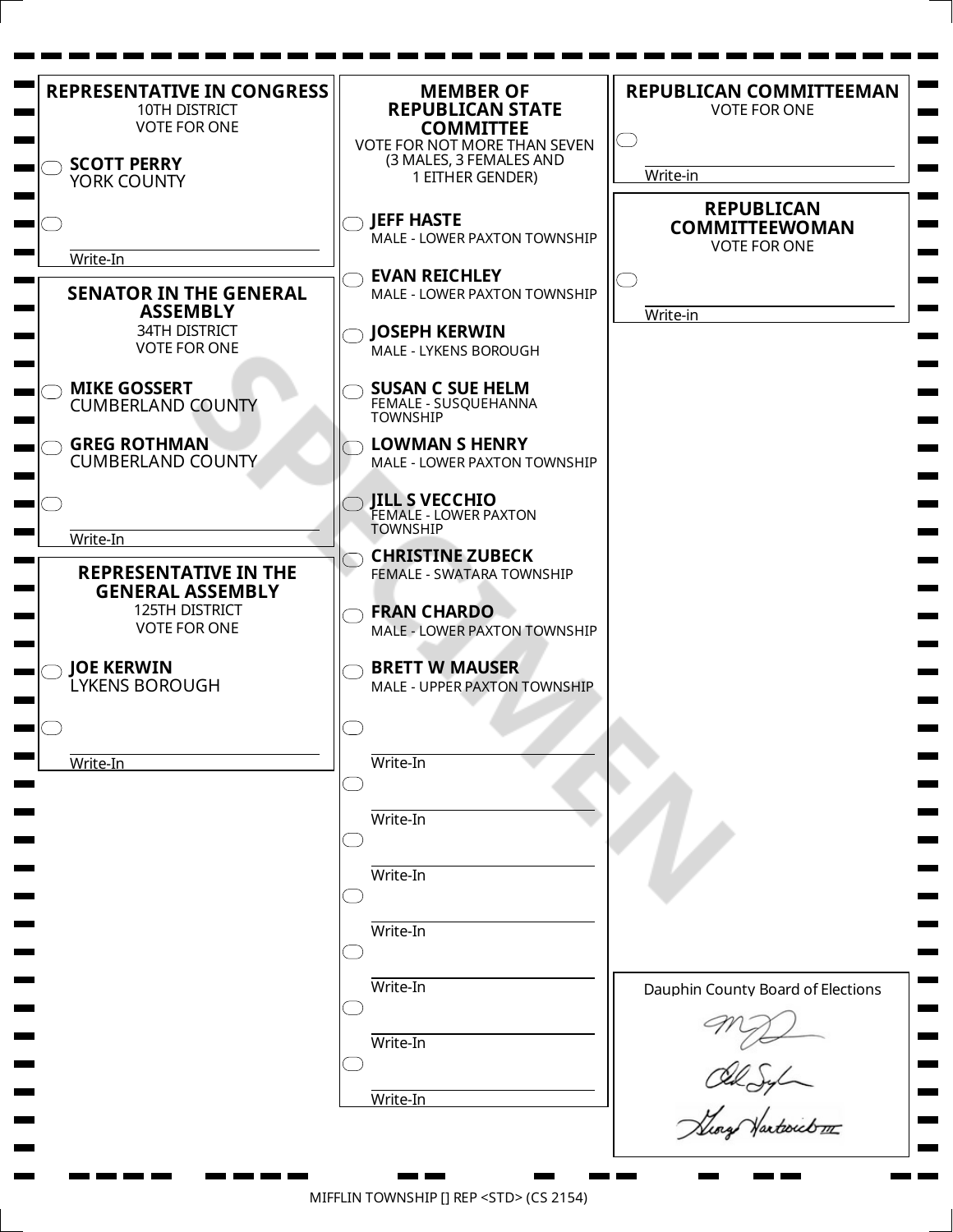## REPRESENTATIVE IN CONGRESS
10TH DISTRICT
VOTE FOR ONE

- **SCOTT PERRY**
  YORK COUNTY
- Write-In

## SENATOR IN THE GENERAL ASSEMBLY
34TH DISTRICT
VOTE FOR ONE

- **MIKE GOSSERT**
  CUMBERLAND COUNTY
- **GREG ROTHMAN**
  CUMBERLAND COUNTY
- Write-In

## REPRESENTATIVE IN THE GENERAL ASSEMBLY
125TH DISTRICT
VOTE FOR ONE

- **JOE KERWIN**
  LYKENS BOROUGH
- Write-In

## MEMBER OF REPUBLICAN STATE COMMITTEE
VOTE FOR NOT MORE THAN SEVEN
(3 MALES, 3 FEMALES AND 1 EITHER GENDER)

- **JEFF HASTE**
  MALE - LOWER PAXTON TOWNSHIP
- **EVAN REICHLEY**
  MALE - LOWER PAXTON TOWNSHIP
- **JOSEPH KERWIN**
  MALE - LYKENS BOROUGH
- **SUSAN C SUE HELM**
  FEMALE - SUSQUEHANNA TOWNSHIP
- **LOWMAN S HENRY**
  MALE - LOWER PAXTON TOWNSHIP
- **JILL S VECCHIO**
  FEMALE - LOWER PAXTON TOWNSHIP
- **CHRISTINE ZUBECK**
  FEMALE - SWATARA TOWNSHIP
- **FRAN CHARDO**
  MALE - LOWER PAXTON TOWNSHIP
- **BRETT W MAUSER**
  MALE - UPPER PAXTON TOWNSHIP
- Write-In
- Write-In
- Write-In
- Write-In
- Write-In
- Write-In
- Write-In

## REPUBLICAN COMMITTEEMAN
VOTE FOR ONE

- Write-in

## REPUBLICAN COMMITTEEWOMAN
VOTE FOR ONE

- Write-in

SPECIMEN

Dauphin County Board of Elections

MIFFLIN TOWNSHIP [] REP <STD> (CS 2154)